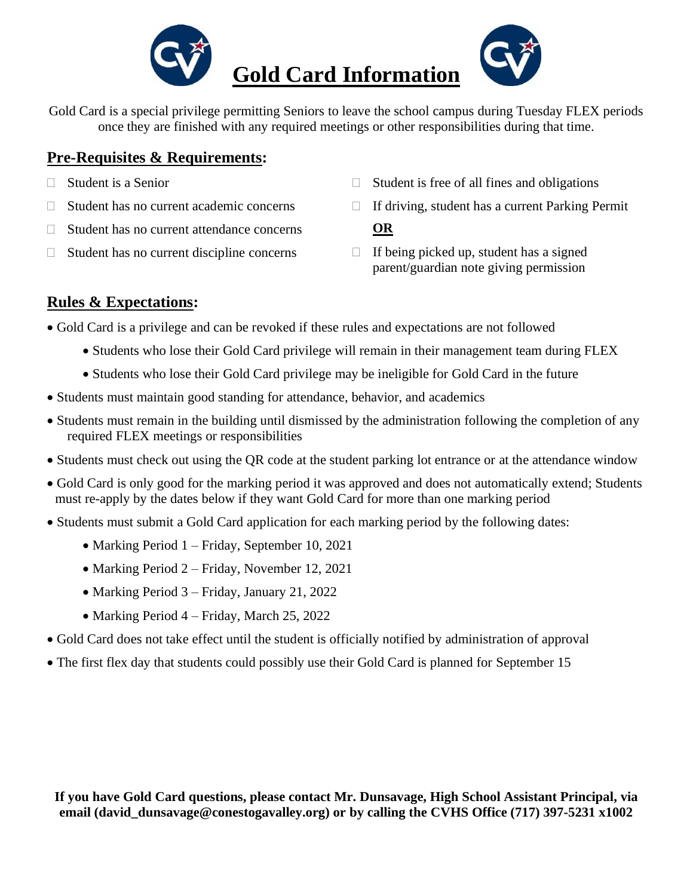# Gold Card Information

Gold Card is a special privilege permitting Seniors to leave the school campus during Tuesday FLEX periods once they are finished with any required meetings or other responsibilities during that time.

## Pre-Requisites & Requirements:

- Student is a Senior
- Student has no current academic concerns
- Student has no current attendance concerns
- Student has no current discipline concerns
- Student is free of all fines and obligations
- If driving, student has a current Parking Permit

  **OR**
- If being picked up, student has a signed parent/guardian note giving permission

## Rules & Expectations:

- Gold Card is a privilege and can be revoked if these rules and expectations are not followed
  - Students who lose their Gold Card privilege will remain in their management team during FLEX
  - Students who lose their Gold Card privilege may be ineligible for Gold Card in the future
- Students must maintain good standing for attendance, behavior, and academics
- Students must remain in the building until dismissed by the administration following the completion of any required FLEX meetings or responsibilities
- Students must check out using the QR code at the student parking lot entrance or at the attendance window
- Gold Card is only good for the marking period it was approved and does not automatically extend; Students must re-apply by the dates below if they want Gold Card for more than one marking period
- Students must submit a Gold Card application for each marking period by the following dates:
  - Marking Period 1 – Friday, September 10, 2021
  - Marking Period 2 – Friday, November 12, 2021
  - Marking Period 3 – Friday, January 21, 2022
  - Marking Period 4 – Friday, March 25, 2022
- Gold Card does not take effect until the student is officially notified by administration of approval
- The first flex day that students could possibly use their Gold Card is planned for September 15

**If you have Gold Card questions, please contact Mr. Dunsavage, High School Assistant Principal, via email (david_dunsavage@conestogavalley.org) or by calling the CVHS Office (717) 397-5231 x1002**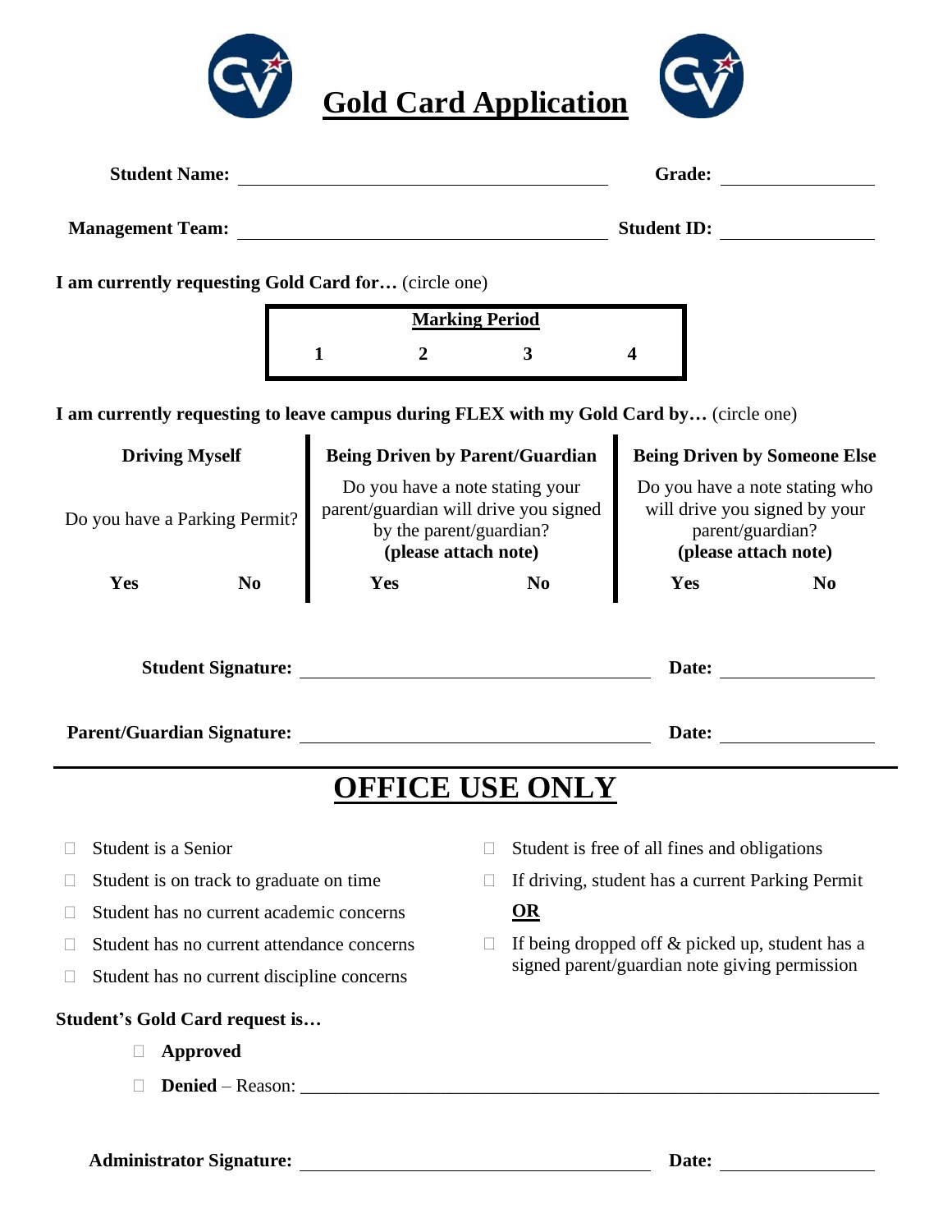# Gold Card Application

**Student Name:** ______________________ **Grade:** __________

**Management Team:** ______________________ **Student ID:** __________

**I am currently requesting Gold Card for…** (circle one)

| **Marking Period** | | | |
|---|---|---|---|
| **1** | **2** | **3** | **4** |

**I am currently requesting to leave campus during FLEX with my Gold Card by…** (circle one)

| **Driving Myself** | | **Being Driven by Parent/Guardian** | | **Being Driven by Someone Else** | |
|---|---|---|---|---|---|
| Do you have a Parking Permit? | | Do you have a note stating your parent/guardian will drive you signed by the parent/guardian? **(please attach note)** | | Do you have a note stating who will drive you signed by your parent/guardian? **(please attach note)** | |
| **Yes** | **No** | **Yes** | **No** | **Yes** | **No** |

**Student Signature:** ______________________ **Date:** __________

**Parent/Guardian Signature:** ______________________ **Date:** __________

## OFFICE USE ONLY

- ☐ Student is a Senior
- ☐ Student is on track to graduate on time
- ☐ Student has no current academic concerns
- ☐ Student has no current attendance concerns
- ☐ Student has no current discipline concerns
- ☐ Student is free of all fines and obligations
- ☐ If driving, student has a current Parking Permit

**OR**

- ☐ If being dropped off & picked up, student has a signed parent/guardian note giving permission

**Student's Gold Card request is…**

- ☐ **Approved**
- ☐ **Denied** – Reason: ______________________

**Administrator Signature:** ______________________ **Date:** __________